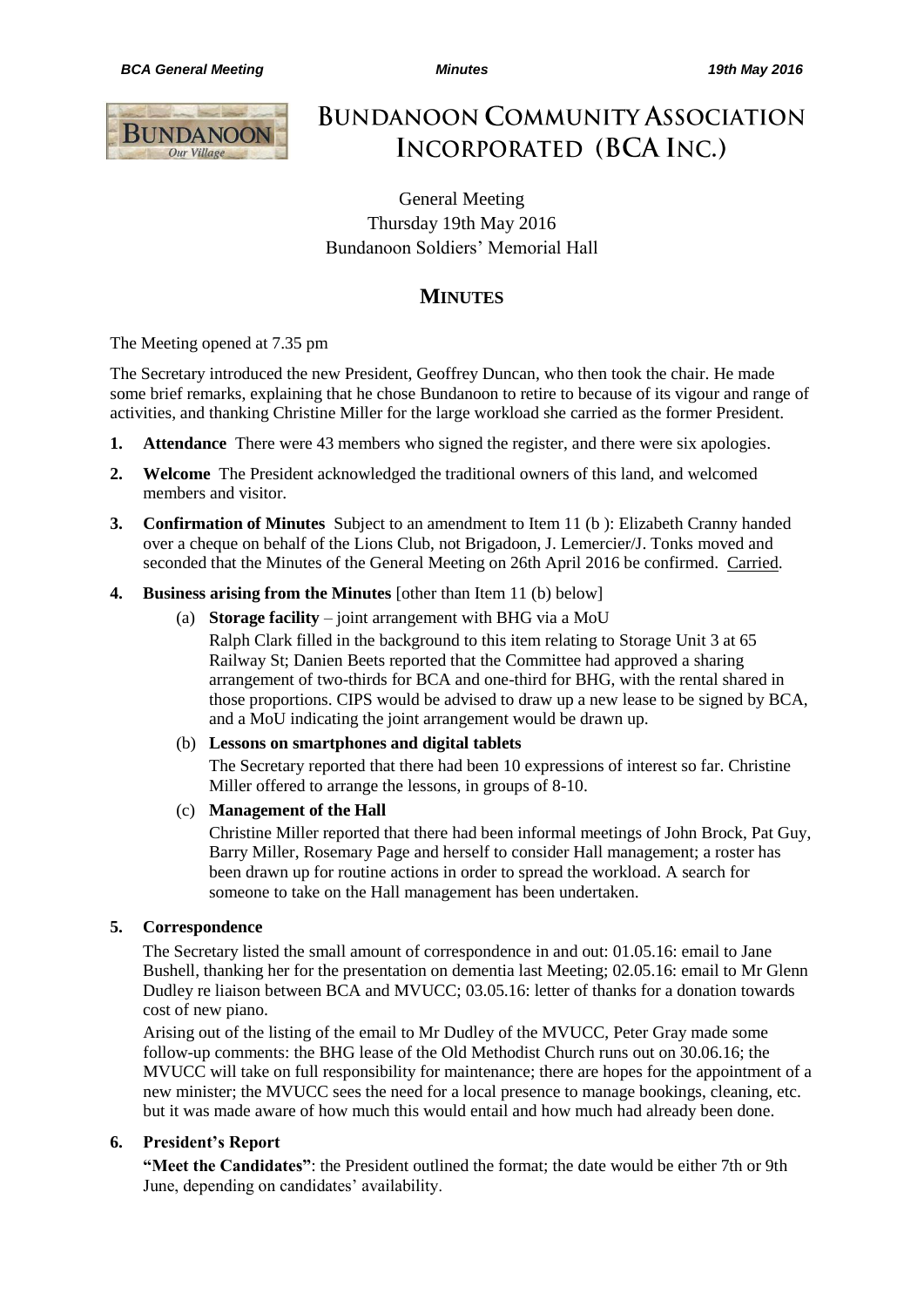# BUNDANOON COMMUNITY ASSOCIATION INCORPORATED (BCA INC.)

General Meeting
Thursday 19th May 2016
Bundanoon Soldiers' Memorial Hall

## MINUTES

The Meeting opened at 7.35 pm

The Secretary introduced the new President, Geoffrey Duncan, who then took the chair. He made some brief remarks, explaining that he chose Bundanoon to retire to because of its vigour and range of activities, and thanking Christine Miller for the large workload she carried as the former President.

1. **Attendance** There were 43 members who signed the register, and there were six apologies.

2. **Welcome** The President acknowledged the traditional owners of this land, and welcomed members and visitor.

3. **Confirmation of Minutes** Subject to an amendment to Item 11 (b ): Elizabeth Cranny handed over a cheque on behalf of the Lions Club, not Brigadoon, J. Lemercier/J. Tonks moved and seconded that the Minutes of the General Meeting on 26th April 2016 be confirmed. Carried.

4. **Business arising from the Minutes** [other than Item 11 (b) below]

   (a) **Storage facility** – joint arrangement with BHG via a MoU
   Ralph Clark filled in the background to this item relating to Storage Unit 3 at 65 Railway St; Danien Beets reported that the Committee had approved a sharing arrangement of two-thirds for BCA and one-third for BHG, with the rental shared in those proportions. CIPS would be advised to draw up a new lease to be signed by BCA, and a MoU indicating the joint arrangement would be drawn up.

   (b) **Lessons on smartphones and digital tablets**
   The Secretary reported that there had been 10 expressions of interest so far. Christine Miller offered to arrange the lessons, in groups of 8-10.

   (c) **Management of the Hall**
   Christine Miller reported that there had been informal meetings of John Brock, Pat Guy, Barry Miller, Rosemary Page and herself to consider Hall management; a roster has been drawn up for routine actions in order to spread the workload. A search for someone to take on the Hall management has been undertaken.

5. **Correspondence**

   The Secretary listed the small amount of correspondence in and out: 01.05.16: email to Jane Bushell, thanking her for the presentation on dementia last Meeting; 02.05.16: email to Mr Glenn Dudley re liaison between BCA and MVUCC; 03.05.16: letter of thanks for a donation towards cost of new piano.

   Arising out of the listing of the email to Mr Dudley of the MVUCC, Peter Gray made some follow-up comments: the BHG lease of the Old Methodist Church runs out on 30.06.16; the MVUCC will take on full responsibility for maintenance; there are hopes for the appointment of a new minister; the MVUCC sees the need for a local presence to manage bookings, cleaning, etc. but it was made aware of how much this would entail and how much had already been done.

6. **President's Report**

   **"Meet the Candidates"**: the President outlined the format; the date would be either 7th or 9th June, depending on candidates' availability.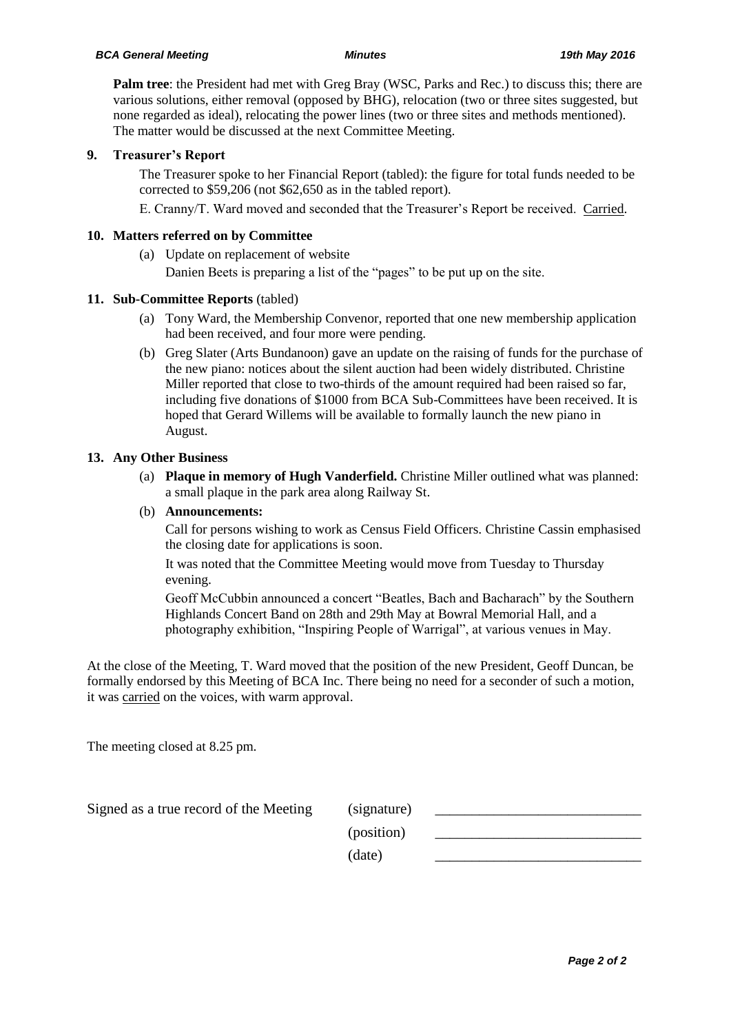**Palm tree**: the President had met with Greg Bray (WSC, Parks and Rec.) to discuss this; there are various solutions, either removal (opposed by BHG), relocation (two or three sites suggested, but none regarded as ideal), relocating the power lines (two or three sites and methods mentioned). The matter would be discussed at the next Committee Meeting.

**9. Treasurer's Report**

The Treasurer spoke to her Financial Report (tabled): the figure for total funds needed to be corrected to $59,206 (not $62,650 as in the tabled report).

E. Cranny/T. Ward moved and seconded that the Treasurer's Report be received. Carried.

**10. Matters referred on by Committee**

(a) Update on replacement of website

Danien Beets is preparing a list of the "pages" to be put up on the site.

**11. Sub-Committee Reports** (tabled)

(a) Tony Ward, the Membership Convenor, reported that one new membership application had been received, and four more were pending.

(b) Greg Slater (Arts Bundanoon) gave an update on the raising of funds for the purchase of the new piano: notices about the silent auction had been widely distributed. Christine Miller reported that close to two-thirds of the amount required had been raised so far, including five donations of $1000 from BCA Sub-Committees have been received. It is hoped that Gerard Willems will be available to formally launch the new piano in August.

**13. Any Other Business**

(a) **Plaque in memory of Hugh Vanderfield.** Christine Miller outlined what was planned: a small plaque in the park area along Railway St.

(b) **Announcements:**

Call for persons wishing to work as Census Field Officers. Christine Cassin emphasised the closing date for applications is soon.

It was noted that the Committee Meeting would move from Tuesday to Thursday evening.

Geoff McCubbin announced a concert "Beatles, Bach and Bacharach" by the Southern Highlands Concert Band on 28th and 29th May at Bowral Memorial Hall, and a photography exhibition, "Inspiring People of Warrigal", at various venues in May.

At the close of the Meeting, T. Ward moved that the position of the new President, Geoff Duncan, be formally endorsed by this Meeting of BCA Inc. There being no need for a seconder of such a motion, it was carried on the voices, with warm approval.

The meeting closed at 8.25 pm.

Signed as a true record of the Meeting (signature) ____________________________

(position) ____________________________

(date) ____________________________